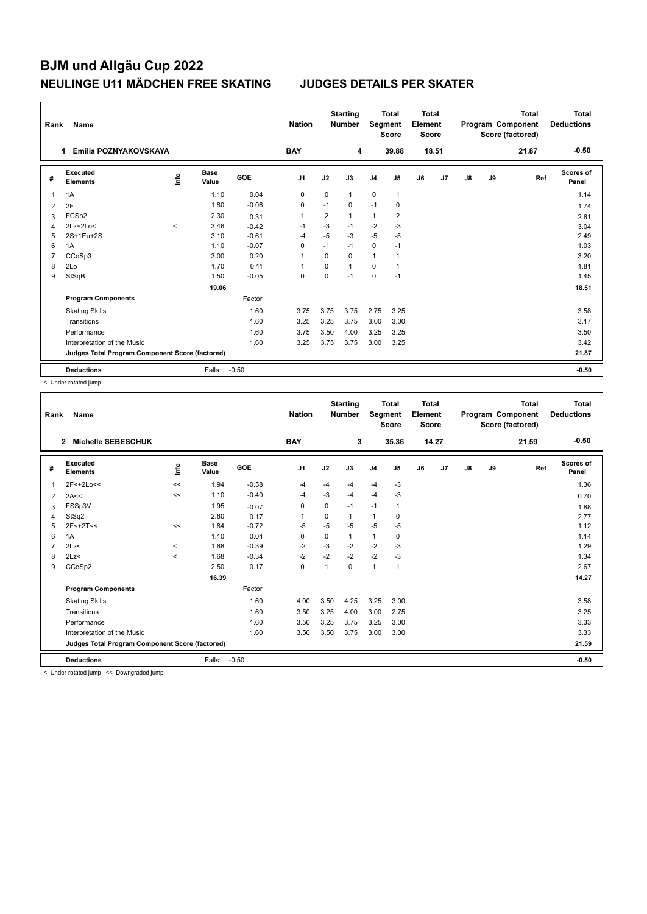# BJM und Allgäu Cup 2022

## NEULINGE U11 MÄDCHEN FREE SKATING JUDGES DETAILS PER SKATER

| Rank | Name | Nation | Starting Number | Total Segment Score | Total Element Score | Total Program Component Score (factored) | Total Deductions |
|---|---|---|---|---|---|---|---|
| 1 | Emilia POZNYAKOVSKAYA | BAY | 4 | 39.88 | 18.51 | 21.87 | -0.50 |

| # | Executed Elements | Info | Base Value | GOE | J1 | J2 | J3 | J4 | J5 | J6 | J7 | J8 | J9 | Ref | Scores of Panel |
|---|---|---|---|---|---|---|---|---|---|---|---|---|---|---|---|
| 1 | 1A | | 1.10 | 0.04 | 0 | 0 | 1 | 0 | 1 | | | | | | 1.14 |
| 2 | 2F | | 1.80 | -0.06 | 0 | -1 | 0 | -1 | 0 | | | | | | 1.74 |
| 3 | FCSp2 | | 2.30 | 0.31 | 1 | 2 | 1 | 1 | 2 | | | | | | 2.61 |
| 4 | 2Lz+2Lo< | < | 3.46 | -0.42 | -1 | -3 | -1 | -2 | -3 | | | | | | 3.04 |
| 5 | 2S+1Eu+2S | | 3.10 | -0.61 | -4 | -5 | -3 | -5 | -5 | | | | | | 2.49 |
| 6 | 1A | | 1.10 | -0.07 | 0 | -1 | -1 | 0 | -1 | | | | | | 1.03 |
| 7 | CCoSp3 | | 3.00 | 0.20 | 1 | 0 | 0 | 1 | 1 | | | | | | 3.20 |
| 8 | 2Lo | | 1.70 | 0.11 | 1 | 0 | 1 | 0 | 1 | | | | | | 1.81 |
| 9 | StSqB | | 1.50 | -0.05 | 0 | 0 | -1 | 0 | -1 | | | | | | 1.45 |
| | | | 19.06 | | | | | | | | | | | | 18.51 |
| | **Program Components** | | | Factor | | | | | | | | | | | |
| | Skating Skills | | | 1.60 | 3.75 | 3.75 | 3.75 | 2.75 | 3.25 | | | | | | 3.58 |
| | Transitions | | | 1.60 | 3.25 | 3.25 | 3.75 | 3.00 | 3.00 | | | | | | 3.17 |
| | Performance | | | 1.60 | 3.75 | 3.50 | 4.00 | 3.25 | 3.25 | | | | | | 3.50 |
| | Interpretation of the Music | | | 1.60 | 3.25 | 3.75 | 3.75 | 3.00 | 3.25 | | | | | | 3.42 |
| | **Judges Total Program Component Score (factored)** | | | | | | | | | | | | | | 21.87 |
| | **Deductions** | | Falls: | -0.50 | | | | | | | | | | | -0.50 |

< Under-rotated jump

| Rank | Name | Nation | Starting Number | Total Segment Score | Total Element Score | Total Program Component Score (factored) | Total Deductions |
|---|---|---|---|---|---|---|---|
| 2 | Michelle SEBESCHUK | BAY | 3 | 35.36 | 14.27 | 21.59 | -0.50 |

| # | Executed Elements | Info | Base Value | GOE | J1 | J2 | J3 | J4 | J5 | J6 | J7 | J8 | J9 | Ref | Scores of Panel |
|---|---|---|---|---|---|---|---|---|---|---|---|---|---|---|---|
| 1 | 2F<+2Lo<< | << | 1.94 | -0.58 | -4 | -4 | -4 | -4 | -3 | | | | | | 1.36 |
| 2 | 2A<< | << | 1.10 | -0.40 | -4 | -3 | -4 | -4 | -3 | | | | | | 0.70 |
| 3 | FSSp3V | | 1.95 | -0.07 | 0 | 0 | -1 | -1 | 1 | | | | | | 1.88 |
| 4 | StSq2 | | 2.60 | 0.17 | 1 | 0 | 1 | 1 | 0 | | | | | | 2.77 |
| 5 | 2F<+2T<< | << | 1.84 | -0.72 | -5 | -5 | -5 | -5 | -5 | | | | | | 1.12 |
| 6 | 1A | | 1.10 | 0.04 | 0 | 0 | 1 | 1 | 0 | | | | | | 1.14 |
| 7 | 2Lz< | < | 1.68 | -0.39 | -2 | -3 | -2 | -2 | -3 | | | | | | 1.29 |
| 8 | 2Lz< | < | 1.68 | -0.34 | -2 | -2 | -2 | -2 | -3 | | | | | | 1.34 |
| 9 | CCoSp2 | | 2.50 | 0.17 | 0 | 1 | 0 | 1 | 1 | | | | | | 2.67 |
| | | | 16.39 | | | | | | | | | | | | 14.27 |
| | **Program Components** | | | Factor | | | | | | | | | | | |
| | Skating Skills | | | 1.60 | 4.00 | 3.50 | 4.25 | 3.25 | 3.00 | | | | | | 3.58 |
| | Transitions | | | 1.60 | 3.50 | 3.25 | 4.00 | 3.00 | 2.75 | | | | | | 3.25 |
| | Performance | | | 1.60 | 3.50 | 3.25 | 3.75 | 3.25 | 3.00 | | | | | | 3.33 |
| | Interpretation of the Music | | | 1.60 | 3.50 | 3.50 | 3.75 | 3.00 | 3.00 | | | | | | 3.33 |
| | **Judges Total Program Component Score (factored)** | | | | | | | | | | | | | | 21.59 |
| | **Deductions** | | Falls: | -0.50 | | | | | | | | | | | -0.50 |

< Under-rotated jump << Downgraded jump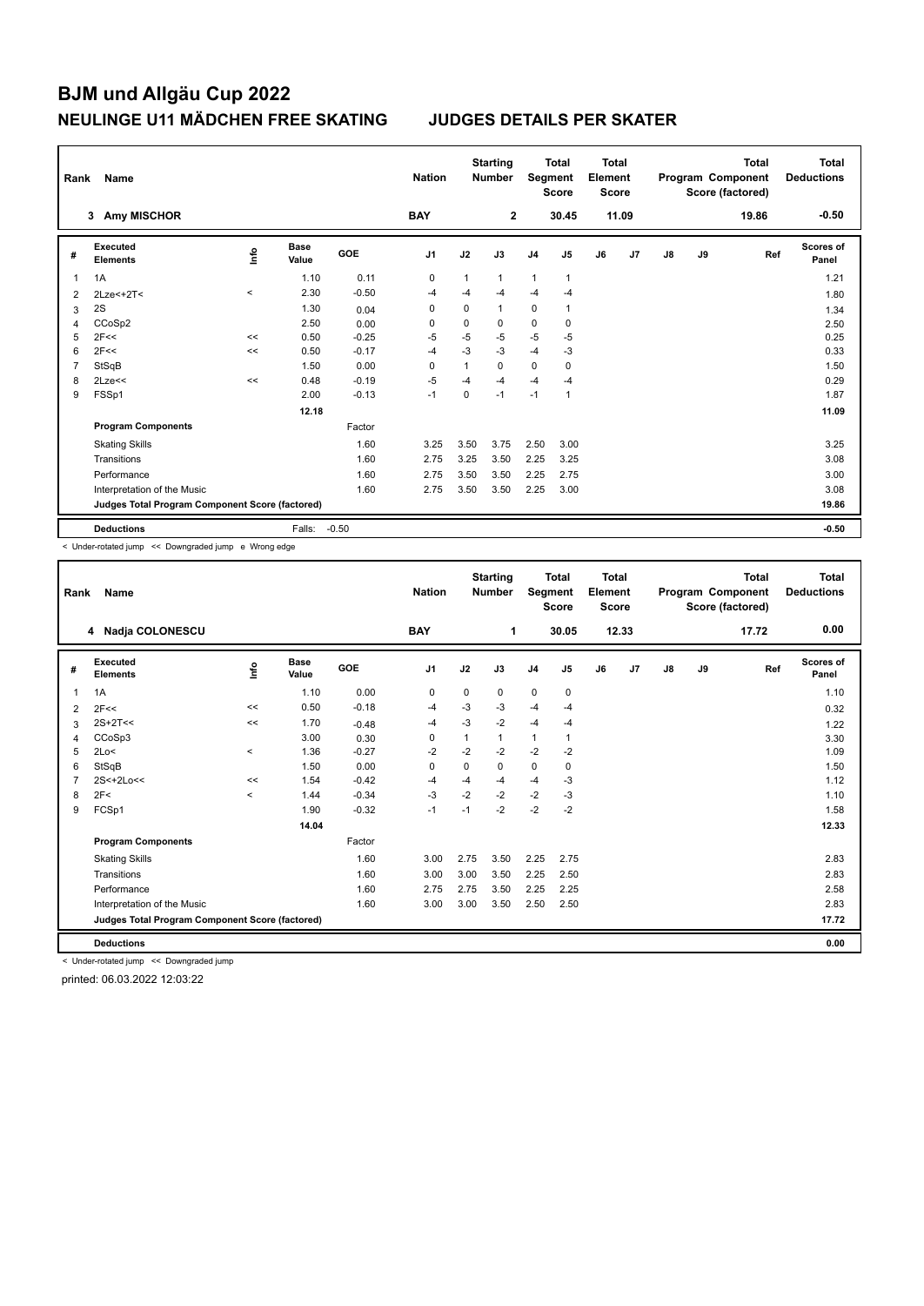# BJM und Allgäu Cup 2022

## NEULINGE U11 MÄDCHEN FREE SKATING JUDGES DETAILS PER SKATER

| Rank | Name | Nation | Starting Number | Total Segment Score | Total Element Score | Total Program Component Score (factored) | Total Deductions |
|---|---|---|---|---|---|---|---|
| 3 | Amy MISCHOR | BAY | 2 | 30.45 | 11.09 | 19.86 | -0.50 |

| # | Executed Elements | Info | Base Value | GOE | J1 | J2 | J3 | J4 | J5 | J6 | J7 | J8 | J9 | Ref | Scores of Panel |
|---|---|---|---|---|---|---|---|---|---|---|---|---|---|---|---|
| 1 | 1A | | 1.10 | 0.11 | 0 | 1 | 1 | 1 | 1 | | | | | | 1.21 |
| 2 | 2Lze<+2T< | < | 2.30 | -0.50 | -4 | -4 | -4 | -4 | -4 | | | | | | 1.80 |
| 3 | 2S | | 1.30 | 0.04 | 0 | 0 | 1 | 0 | 1 | | | | | | 1.34 |
| 4 | CCoSp2 | | 2.50 | 0.00 | 0 | 0 | 0 | 0 | 0 | | | | | | 2.50 |
| 5 | 2F<< | << | 0.50 | -0.25 | -5 | -5 | -5 | -5 | -5 | | | | | | 0.25 |
| 6 | 2F<< | << | 0.50 | -0.17 | -4 | -3 | -3 | -4 | -3 | | | | | | 0.33 |
| 7 | StSqB | | 1.50 | 0.00 | 0 | 1 | 0 | 0 | 0 | | | | | | 1.50 |
| 8 | 2Lze<< | << | 0.48 | -0.19 | -5 | -4 | -4 | -4 | -4 | | | | | | 0.29 |
| 9 | FSSp1 | | 2.00 | -0.13 | -1 | 0 | -1 | -1 | 1 | | | | | | 1.87 |
| | | | 12.18 | | | | | | | | | | | | 11.09 |
| | **Program Components** | | | Factor | | | | | | | | | | | |
| | Skating Skills | | | 1.60 | 3.25 | 3.50 | 3.75 | 2.50 | 3.00 | | | | | | 3.25 |
| | Transitions | | | 1.60 | 2.75 | 3.25 | 3.50 | 2.25 | 3.25 | | | | | | 3.08 |
| | Performance | | | 1.60 | 2.75 | 3.50 | 3.50 | 2.25 | 2.75 | | | | | | 3.00 |
| | Interpretation of the Music | | | 1.60 | 2.75 | 3.50 | 3.50 | 2.25 | 3.00 | | | | | | 3.08 |
| | **Judges Total Program Component Score (factored)** | | | | | | | | | | | | | | 19.86 |
| | **Deductions** | | Falls: | -0.50 | | | | | | | | | | | -0.50 |

< Under-rotated jump << Downgraded jump e Wrong edge

| Rank | Name | Nation | Starting Number | Total Segment Score | Total Element Score | Total Program Component Score (factored) | Total Deductions |
|---|---|---|---|---|---|---|---|
| 4 | Nadja COLONESCU | BAY | 1 | 30.05 | 12.33 | 17.72 | 0.00 |

| # | Executed Elements | Info | Base Value | GOE | J1 | J2 | J3 | J4 | J5 | J6 | J7 | J8 | J9 | Ref | Scores of Panel |
|---|---|---|---|---|---|---|---|---|---|---|---|---|---|---|---|
| 1 | 1A | | 1.10 | 0.00 | 0 | 0 | 0 | 0 | 0 | | | | | | 1.10 |
| 2 | 2F<< | << | 0.50 | -0.18 | -4 | -3 | -3 | -4 | -4 | | | | | | 0.32 |
| 3 | 2S+2T<< | << | 1.70 | -0.48 | -4 | -3 | -2 | -4 | -4 | | | | | | 1.22 |
| 4 | CCoSp3 | | 3.00 | 0.30 | 0 | 1 | 1 | 1 | 1 | | | | | | 3.30 |
| 5 | 2Lo< | < | 1.36 | -0.27 | -2 | -2 | -2 | -2 | -2 | | | | | | 1.09 |
| 6 | StSqB | | 1.50 | 0.00 | 0 | 0 | 0 | 0 | 0 | | | | | | 1.50 |
| 7 | 2S<+2Lo<< | << | 1.54 | -0.42 | -4 | -4 | -4 | -4 | -3 | | | | | | 1.12 |
| 8 | 2F< | < | 1.44 | -0.34 | -3 | -2 | -2 | -2 | -3 | | | | | | 1.10 |
| 9 | FCSp1 | | 1.90 | -0.32 | -1 | -1 | -2 | -2 | -2 | | | | | | 1.58 |
| | | | 14.04 | | | | | | | | | | | | 12.33 |
| | **Program Components** | | | Factor | | | | | | | | | | | |
| | Skating Skills | | | 1.60 | 3.00 | 2.75 | 3.50 | 2.25 | 2.75 | | | | | | 2.83 |
| | Transitions | | | 1.60 | 3.00 | 3.00 | 3.50 | 2.25 | 2.50 | | | | | | 2.83 |
| | Performance | | | 1.60 | 2.75 | 2.75 | 3.50 | 2.25 | 2.25 | | | | | | 2.58 |
| | Interpretation of the Music | | | 1.60 | 3.00 | 3.00 | 3.50 | 2.50 | 2.50 | | | | | | 2.83 |
| | **Judges Total Program Component Score (factored)** | | | | | | | | | | | | | | 17.72 |
| | **Deductions** | | | | | | | | | | | | | | 0.00 |

< Under-rotated jump << Downgraded jump

printed: 06.03.2022 12:03:22